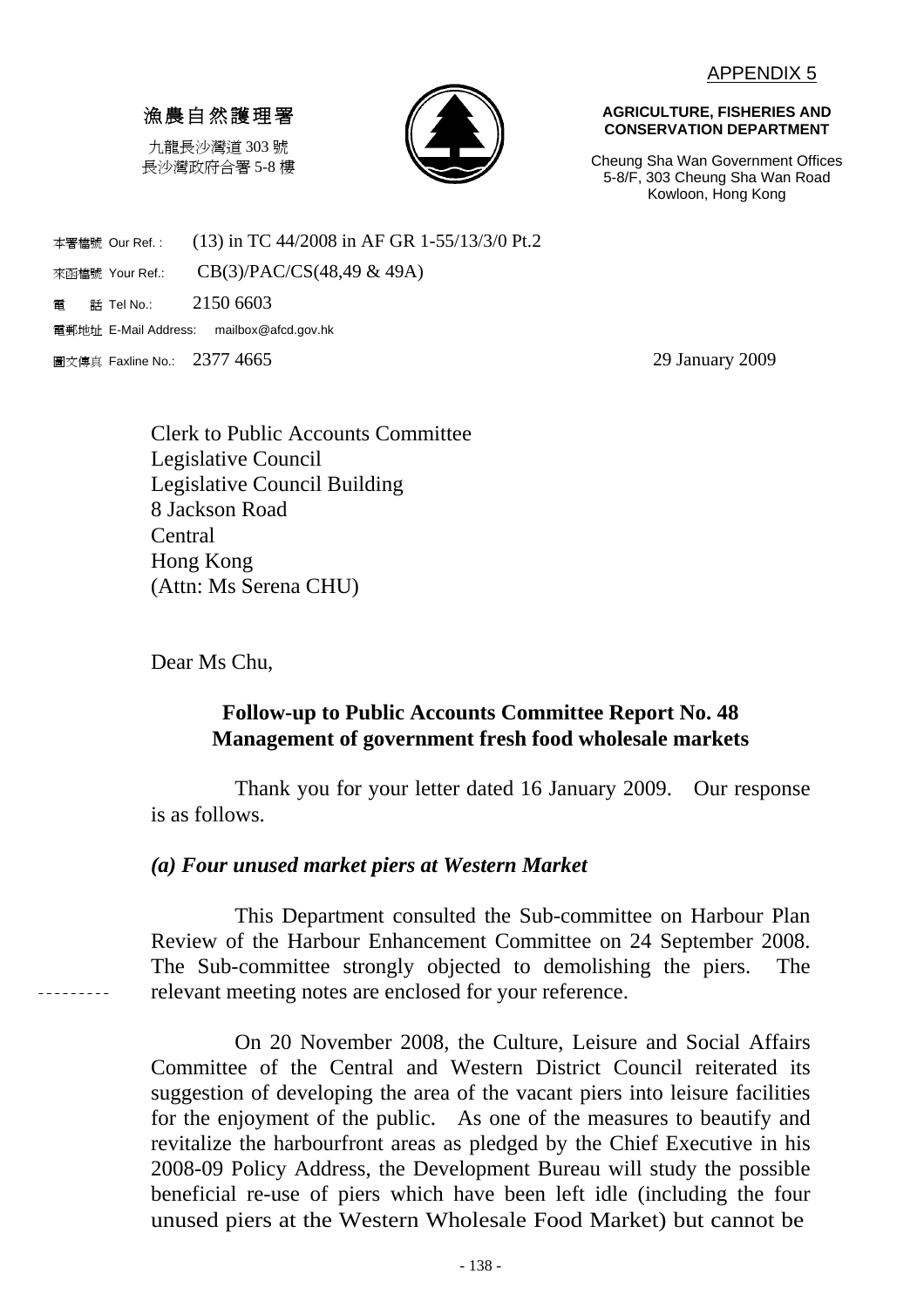APPENDIX 5

漁農自然護理署

九龍長沙灣道 303 號
長沙灣政府合署 5-8 樓

**AGRICULTURE, FISHERIES AND CONSERVATION DEPARTMENT**

Cheung Sha Wan Government Offices
5-8/F, 303 Cheung Sha Wan Road
Kowloon, Hong Kong

本署檔號 Our Ref. : (13) in TC 44/2008 in AF GR 1-55/13/3/0 Pt.2
來函檔號 Your Ref.: CB(3)/PAC/CS(48,49 & 49A)
電 話 Tel No.: 2150 6603
電郵地址 E-Mail Address: mailbox@afcd.gov.hk
圖文傳真 Faxline No.: 2377 4665

29 January 2009

Clerk to Public Accounts Committee
Legislative Council
Legislative Council Building
8 Jackson Road
Central
Hong Kong
(Attn: Ms Serena CHU)

Dear Ms Chu,

**Follow-up to Public Accounts Committee Report No. 48**
**Management of government fresh food wholesale markets**

Thank you for your letter dated 16 January 2009. Our response is as follows.

***(a) Four unused market piers at Western Market***

This Department consulted the Sub-committee on Harbour Plan Review of the Harbour Enhancement Committee on 24 September 2008. The Sub-committee strongly objected to demolishing the piers. The relevant meeting notes are enclosed for your reference.

On 20 November 2008, the Culture, Leisure and Social Affairs Committee of the Central and Western District Council reiterated its suggestion of developing the area of the vacant piers into leisure facilities for the enjoyment of the public. As one of the measures to beautify and revitalize the harbourfront areas as pledged by the Chief Executive in his 2008-09 Policy Address, the Development Bureau will study the possible beneficial re-use of piers which have been left idle (including the four unused piers at the Western Wholesale Food Market) but cannot be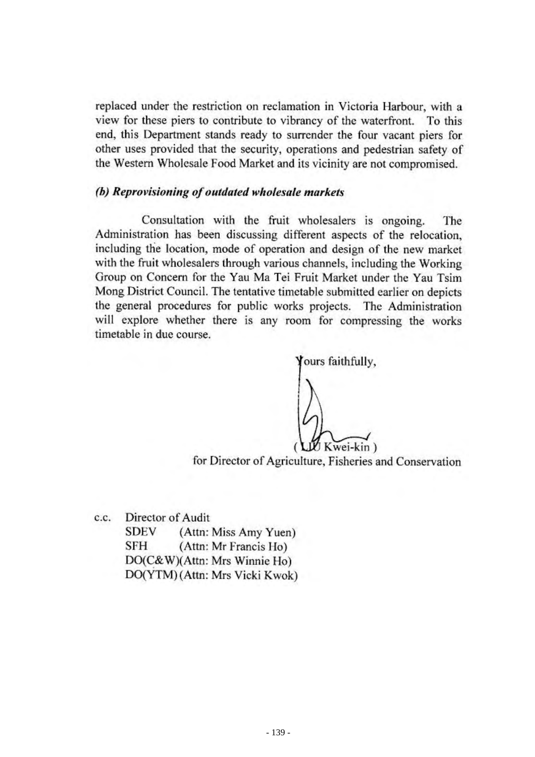replaced under the restriction on reclamation in Victoria Harbour, with a view for these piers to contribute to vibrancy of the waterfront. To this end, this Department stands ready to surrender the four vacant piers for other uses provided that the security, operations and pedestrian safety of the Western Wholesale Food Market and its vicinity are not compromised.

***(b) Reprovisioning of outdated wholesale markets***

Consultation with the fruit wholesalers is ongoing. The Administration has been discussing different aspects of the relocation, including the location, mode of operation and design of the new market with the fruit wholesalers through various channels, including the Working Group on Concern for the Yau Ma Tei Fruit Market under the Yau Tsim Mong District Council. The tentative timetable submitted earlier on depicts the general procedures for public works projects. The Administration will explore whether there is any room for compressing the works timetable in due course.

Yours faithfully,

( LIU Kwei-kin )
for Director of Agriculture, Fisheries and Conservation

c.c. Director of Audit
SDEV (Attn: Miss Amy Yuen)
SFH (Attn: Mr Francis Ho)
DO(C&W)(Attn: Mrs Winnie Ho)
DO(YTM) (Attn: Mrs Vicki Kwok)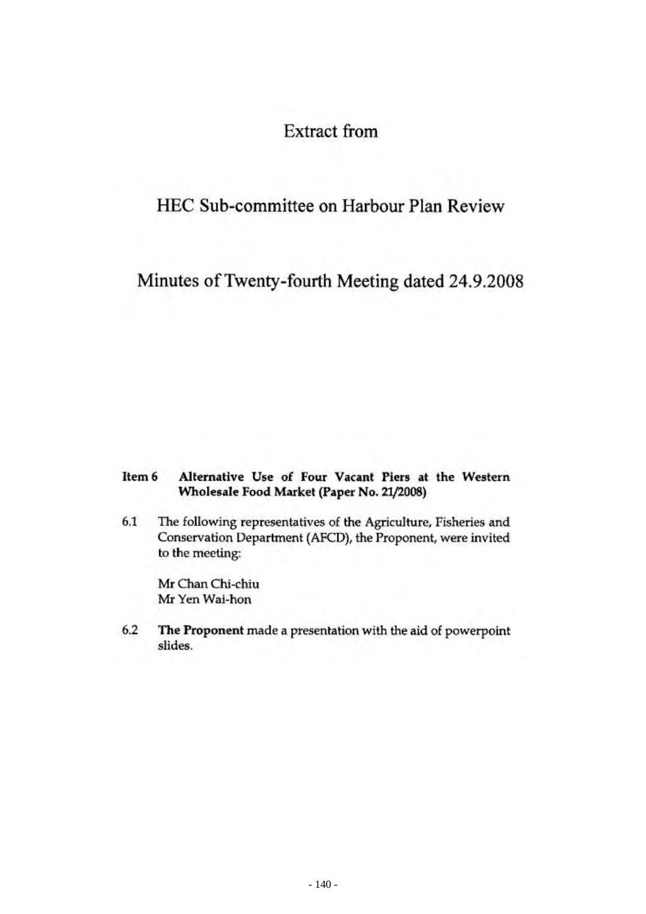# Extract from

# HEC Sub-committee on Harbour Plan Review

# Minutes of Twenty-fourth Meeting dated 24.9.2008

**Item 6 Alternative Use of Four Vacant Piers at the Western Wholesale Food Market (Paper No. 21/2008)**

6.1 The following representatives of the Agriculture, Fisheries and Conservation Department (AFCD), the Proponent, were invited to the meeting:

Mr Chan Chi-chiu
Mr Yen Wai-hon

6.2 **The Proponent** made a presentation with the aid of powerpoint slides.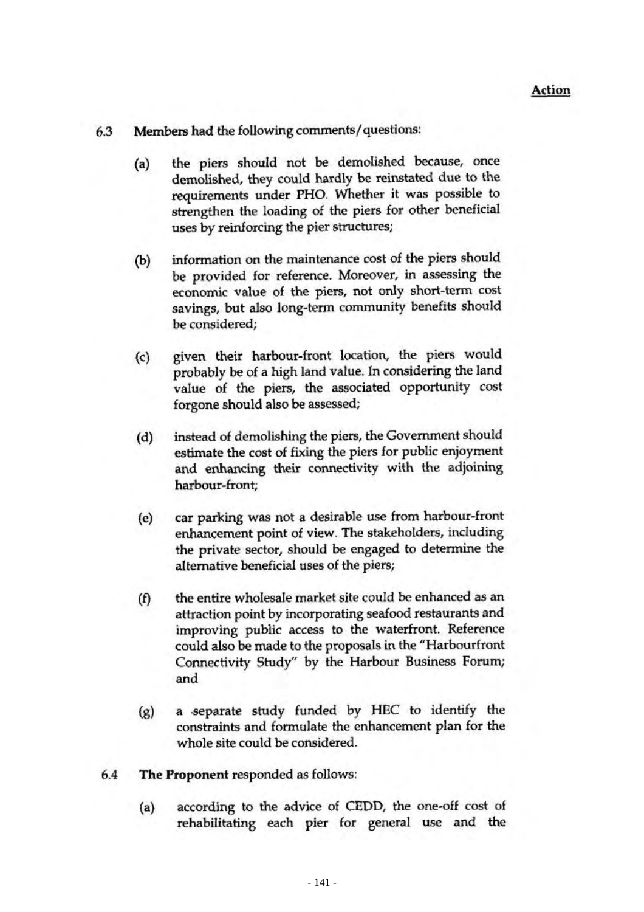**Action**

6.3 **Members** had the following comments/questions:

(a) the piers should not be demolished because, once demolished, they could hardly be reinstated due to the requirements under PHO. Whether it was possible to strengthen the loading of the piers for other beneficial uses by reinforcing the pier structures;

(b) information on the maintenance cost of the piers should be provided for reference. Moreover, in assessing the economic value of the piers, not only short-term cost savings, but also long-term community benefits should be considered;

(c) given their harbour-front location, the piers would probably be of a high land value. In considering the land value of the piers, the associated opportunity cost forgone should also be assessed;

(d) instead of demolishing the piers, the Government should estimate the cost of fixing the piers for public enjoyment and enhancing their connectivity with the adjoining harbour-front;

(e) car parking was not a desirable use from harbour-front enhancement point of view. The stakeholders, including the private sector, should be engaged to determine the alternative beneficial uses of the piers;

(f) the entire wholesale market site could be enhanced as an attraction point by incorporating seafood restaurants and improving public access to the waterfront. Reference could also be made to the proposals in the "Harbourfront Connectivity Study" by the Harbour Business Forum; and

(g) a separate study funded by HEC to identify the constraints and formulate the enhancement plan for the whole site could be considered.

6.4 **The Proponent** responded as follows:

(a) according to the advice of CEDD, the one-off cost of rehabilitating each pier for general use and the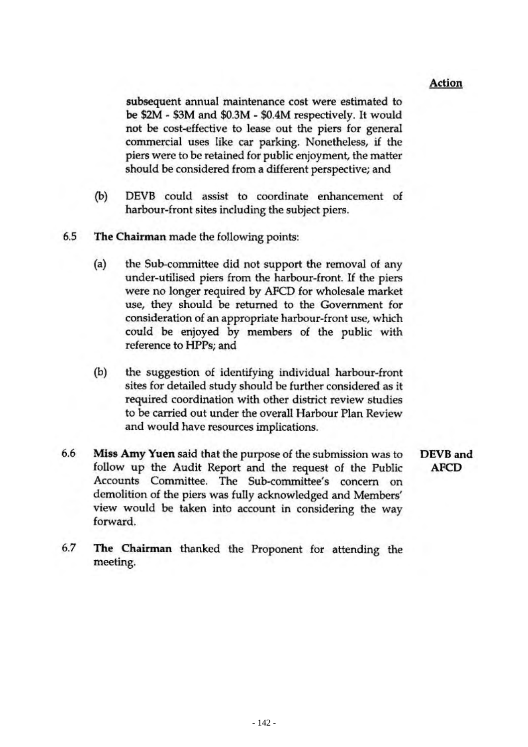**Action**

subsequent annual maintenance cost were estimated to be $2M - $3M and $0.3M - $0.4M respectively. It would not be cost-effective to lease out the piers for general commercial uses like car parking. Nonetheless, if the piers were to be retained for public enjoyment, the matter should be considered from a different perspective; and

(b) DEVB could assist to coordinate enhancement of harbour-front sites including the subject piers.

6.5 **The Chairman** made the following points:

(a) the Sub-committee did not support the removal of any under-utilised piers from the harbour-front. If the piers were no longer required by AFCD for wholesale market use, they should be returned to the Government for consideration of an appropriate harbour-front use, which could be enjoyed by members of the public with reference to HPPs; and

(b) the suggestion of identifying individual harbour-front sites for detailed study should be further considered as it required coordination with other district review studies to be carried out under the overall Harbour Plan Review and would have resources implications.

6.6 **Miss Amy Yuen** said that the purpose of the submission was to follow up the Audit Report and the request of the Public Accounts Committee. The Sub-committee's concern on demolition of the piers was fully acknowledged and Members' view would be taken into account in considering the way forward. **DEVB and AFCD**

6.7 **The Chairman** thanked the Proponent for attending the meeting.